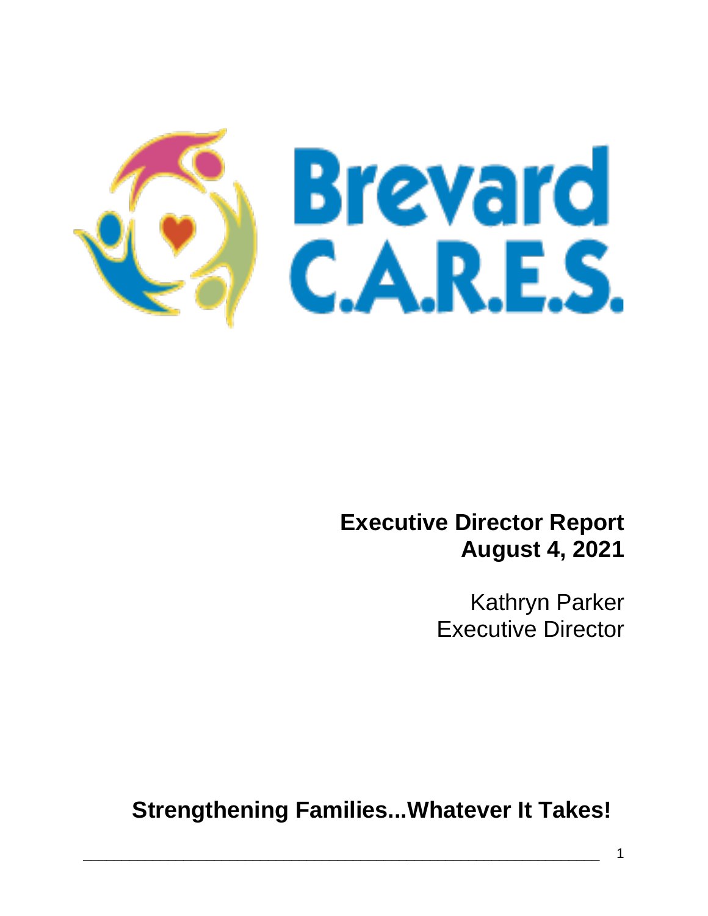# Brevard C.A.R.E.S.

**Executive Director Report**
**August 4, 2021**

Kathryn Parker
Executive Director

**Strengthening Families...Whatever It Takes!**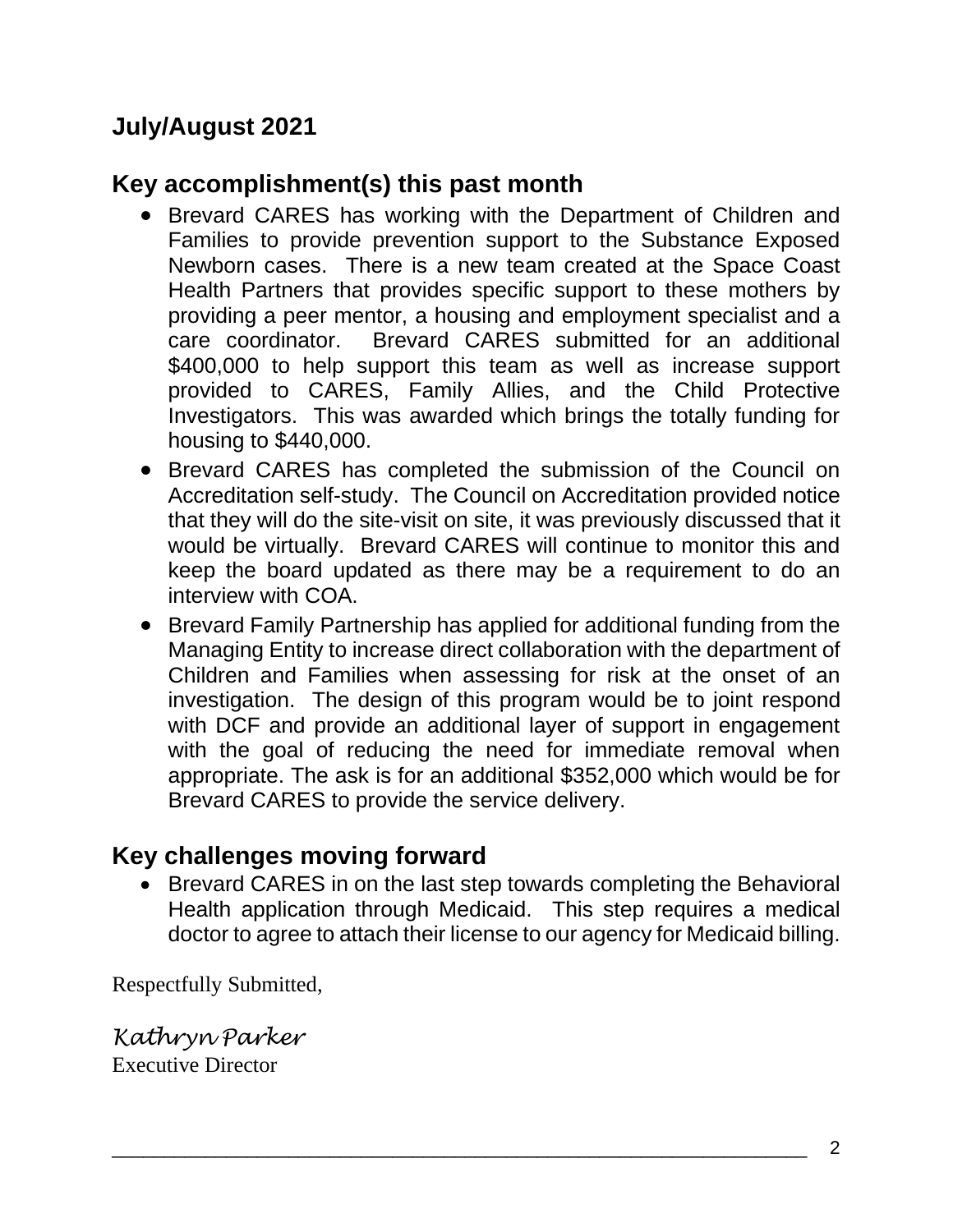## July/August 2021

## Key accomplishment(s) this past month

- Brevard CARES has working with the Department of Children and Families to provide prevention support to the Substance Exposed Newborn cases. There is a new team created at the Space Coast Health Partners that provides specific support to these mothers by providing a peer mentor, a housing and employment specialist and a care coordinator. Brevard CARES submitted for an additional $400,000 to help support this team as well as increase support provided to CARES, Family Allies, and the Child Protective Investigators. This was awarded which brings the totally funding for housing to $440,000.
- Brevard CARES has completed the submission of the Council on Accreditation self-study. The Council on Accreditation provided notice that they will do the site-visit on site, it was previously discussed that it would be virtually. Brevard CARES will continue to monitor this and keep the board updated as there may be a requirement to do an interview with COA.
- Brevard Family Partnership has applied for additional funding from the Managing Entity to increase direct collaboration with the department of Children and Families when assessing for risk at the onset of an investigation. The design of this program would be to joint respond with DCF and provide an additional layer of support in engagement with the goal of reducing the need for immediate removal when appropriate. The ask is for an additional $352,000 which would be for Brevard CARES to provide the service delivery.

## Key challenges moving forward

- Brevard CARES in on the last step towards completing the Behavioral Health application through Medicaid. This step requires a medical doctor to agree to attach their license to our agency for Medicaid billing.

Respectfully Submitted,

*Kathryn Parker*
Executive Director